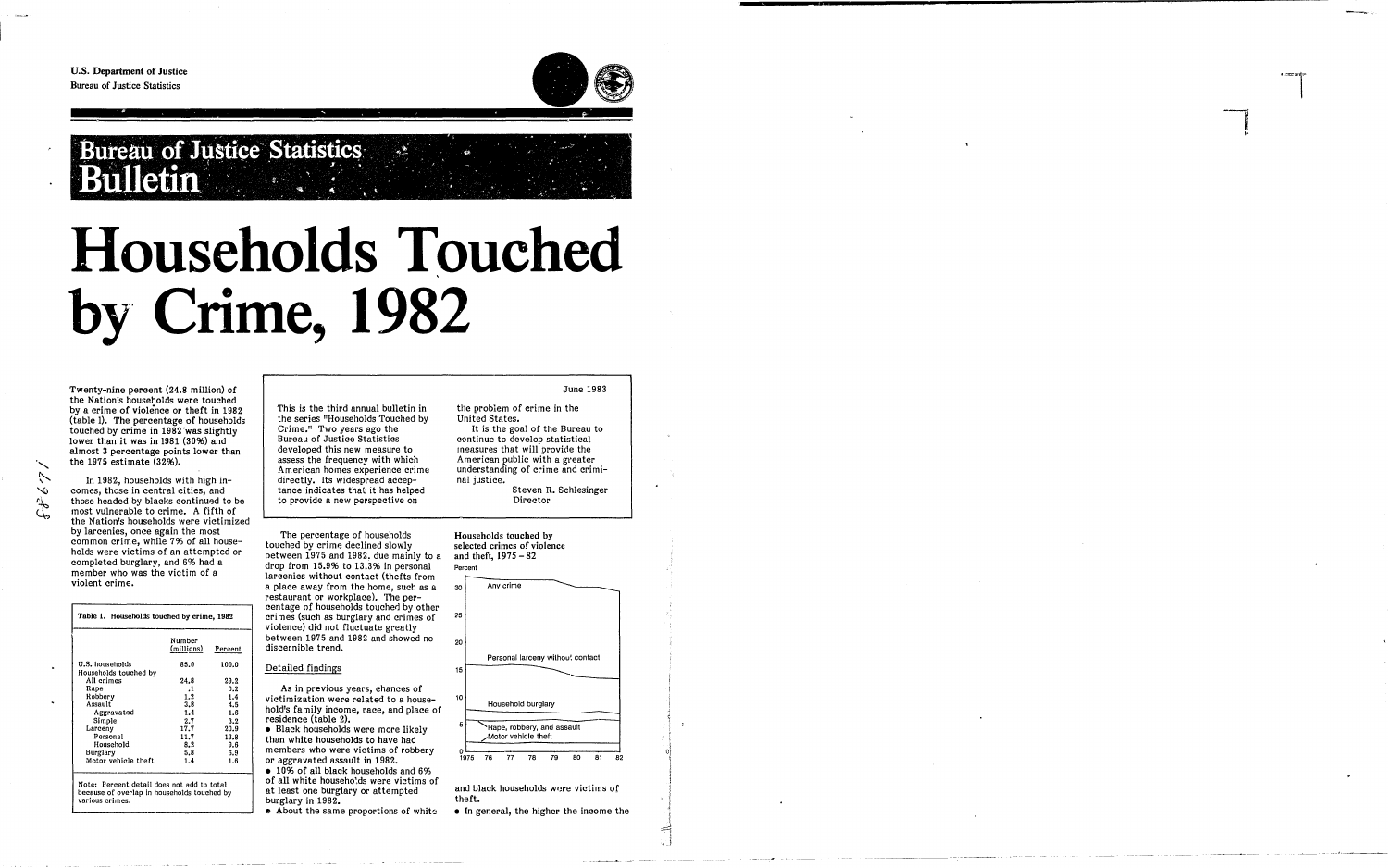U.S. Department of Justice
Bureau of Justice Statistics

# Bureau of Justice Statistics Bulletin

# Households Touched by Crime, 1982

June 1983

This is the third annual bulletin in the series "Households Touched by Crime." Two years ago the Bureau of Justice Statistics developed this new measure to assess the frequency with which American homes experience crime directly. Its widespread acceptance indicates that it has helped to provide a new perspective on the problem of crime in the United States.

It is the goal of the Bureau to continue to develop statistical measures that will provide the American public with a greater understanding of crime and criminal justice.

Steven R. Schlesinger
Director

Twenty-nine percent (24.8 million) of the Nation's households were touched by a crime of violence or theft in 1982 (table 1). The percentage of households touched by crime in 1982 was slightly lower than it was in 1981 (30%) and almost 3 percentage points lower than the 1975 estimate (32%).

In 1982, households with high incomes, those in central cities, and those headed by blacks continued to be most vulnerable to crime. A fifth of the Nation's households were victimized by larcenies, once again the most common crime, while 7% of all households were victims of an attempted or completed burglary, and 6% had a member who was the victim of a violent crime.

Table 1. Households touched by crime, 1982

| | Number (millions) | Percent |
|---|---|---|
| U.S. households | 85.0 | 100.0 |
| Households touched by | | |
| All crimes | 24.8 | 29.2 |
| Rape | .1 | 0.2 |
| Robbery | 1.2 | 1.4 |
| Assault | 3.8 | 4.5 |
| Aggravated | 1.4 | 1.6 |
| Simple | 2.7 | 3.2 |
| Larceny | 17.7 | 20.9 |
| Personal | 11.7 | 13.8 |
| Household | 8.2 | 9.6 |
| Burglary | 5.8 | 6.9 |
| Motor vehicle theft | 1.4 | 1.6 |

Note: Percent detail does not add to total because of overlap in households touched by various crimes.

The percentage of households touched by crime declined slowly between 1975 and 1982, due mainly to a drop from 15.9% to 13.3% in personal larcenies without contact (thefts from a place away from the home, such as a restaurant or workplace). The percentage of households touched by other crimes (such as burglary and crimes of violence) did not fluctuate greatly between 1975 and 1982 and showed no discernible trend.

## Detailed findings

As in previous years, chances of victimization were related to a household's family income, race, and place of residence (table 2).

- Black households were more likely than white households to have had members who were victims of robbery or aggravated assault in 1982.
- 10% of all black households and 6% of all white households were victims of at least one burglary or attempted burglary in 1982.
- About the same proportions of white and black households were victims of theft.
- In general, the higher the income the

Households touched by selected crimes of violence and theft, 1975 – 82

Percent

| | 1975 | 76 | 77 | 78 | 79 | 80 | 81 | 82 |
|---|---|---|---|---|---|---|---|---|
| Any crime | | | | | | | | |
| Personal larceny without contact | | | | | | | | |
| Household burglary | | | | | | | | |
| Rape, robbery, and assault | | | | | | | | |
| Motor vehicle theft | | | | | | | | |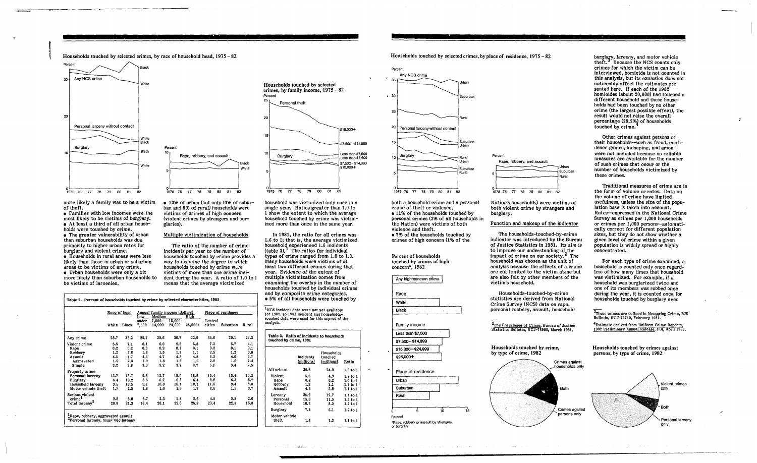### Households touched by selected crimes, by race of household head, 1975 – 82

### Households touched by selected crimes, by family income, 1975 – 82

### Households touched by selected crimes, by place of residence, 1975 – 82

more likely a family was to be a victim of theft.

- Families with low incomes were the most likely to be victims of burglary.
- At least a third of all urban households were touched by crime.
- The greater vulnerability of urban than suburban households was due primarily to higher urban rates for burglary and violent crime.
- Households in rural areas were less likely than those in urban or suburban areas to be victims of any crime.
- Urban households were only a bit more likely than suburban households to be victims of larcenies.
- 13% of urban (but only 10% of suburban and 8% of rural) households were victims of crimes of high concern (violent crimes by strangers and burglaries).

#### Multiple victimization of households

The ratio of the number of crime incidents per year to the number of households touched by crime provides a way to examine the degree to which households touched by crime were victims of more than one crime incident during the year. A ratio of 1.0 to 1 means that the average victimized household was victimized only once in a single year. Ratios greater than 1.0 to 1 show the extent to which the average household touched by crime was victimized more than once in the same year.

In 1981, the ratio for all crimes was 1.6 to 1; that is, the average victimized household experienced 1.6 incidents (table 3).[1] The ratios for individual types of crimes ranged from 1.0 to 1.3. Many households were victims of at least two different crimes during that year. Evidence of the extent of multiple victimization comes from examining the overlap in the number of households touched by individual crimes and by composite crime categories.

- 5% of all households were touched by both a household crime and a personal crime of theft or violence.
- 11% of the households touched by personal crimes (2% of all households in the Nation) were victims of both violence and theft.
- 7% of the households touched by crimes of high concern (1% of the Nation's households) were victims of both violent crime by strangers and burglary.

[1] NCS incident data were not yet available for 1982, so 1981 incident and households-touched data were used for this aspect of the analysis.

**Table 2. Percent of households touched by crime by selected characteristics, 1982**

| | Race of head | | Annual family income (dollars) | | | | Place of residence | | |
|---|---|---|---|---|---|---|---|---|---|
| | | | Low | Medium | | High | | | |
| | White | Black | under 7,500 | 7,500–14,999 | 15,000–24,999 | 25,000+ | Central cities | Suburban | Rural |
| Any crime | 28.7 | 33.2 | 25.7 | 28.6 | 30.7 | 33.9 | 34.6 | 30.1 | 23.2 |
| Violent crime | 5.5 | 7.1 | 6.1 | 6.0 | 5.5 | 5.8 | 7.3 | 5.7 | 4.1 |
| Rape | 0.2 | 0.2 | 0.3 | 0.2 | 0.1 | 0.1 | 0.2 | 0.1 | 0.1 |
| Robbery | 1.2 | 2.8 | 1.8 | 1.5 | 1.3 | 1.1 | 2.5 | 1.2 | 0.6 |
| Assault | 4.5 | 4.7 | 4.5 | 4.7 | 4.3 | 4.8 | 5.2 | 4.6 | 3.7 |
| Aggravated | 1.6 | 2.3 | 1.9 | 1.8 | 1.5 | 1.5 | 2.0 | 1.6 | 1.4 |
| Simple | 3.2 | 2.8 | 3.0 | 3.2 | 3.2 | 3.7 | 3.8 | 3.4 | 2.5 |
| Property crime | | | | | | | | | |
| Personal larceny | 13.7 | 13.7 | 9.6 | 12.7 | 15.0 | 18.6 | 15.4 | 15.4 | 10.3 |
| Burglary | 6.4 | 10.2 | 8.6 | 6.7 | 6.3 | 6.4 | 8.9 | 6.3 | 5.7 |
| Household larceny | 9.5 | 10.5 | 9.1 | 10.0 | 10.1 | 10.1 | 11.5 | 9.4 | 8.0 |
| Motor vehicle theft | 1.5 | 2.5 | 1.8 | 1.6 | 1.9 | 1.7 | 2.6 | 1.5 | 0.7 |
| Serious violent crime[1] | 2.8 | 5.0 | 3.7 | 3.3 | 2.8 | 2.6 | 4.5 | 2.8 | 2.0 |
| Total larceny[2] | 20.8 | 21.3 | 16.4 | 20.1 | 22.6 | 25.8 | 23.4 | 22.3 | 16.8 |

[1] Rape, robbery, aggravated assault
[2] Personal larceny, household larceny

**Table 3. Ratio of incidents to households touched by crime, 1981**

| | Incidents (millions) | Households touched (millions) | Ratio |
|---|---|---|---|
| All crimes | 39.6 | 24.9 | 1.6 to 1 |
| Violent | 5.6 | 4.9 | 1.2 to 1 |
| Rape | 0.2 | 0.2 | 1.0 to 1 |
| Robbery | 1.2 | 1.1 | 1.1 to 1 |
| Assault | 4.3 | 3.9 | 1.1 to 1 |
| Larceny | 25.2 | 17.7 | 1.4 to 1 |
| Personal | 15.0 | 11.5 | 1.3 to 1 |
| Household | 10.2 | 8.5 | 1.2 to 1 |
| Burglary | 7.4 | 6.1 | 1.2 to 1 |
| Motor vehicle theft | 1.4 | 1.3 | 1.1 to 1 |

### Percent of households touched by crimes of high concern*, 1982

*Rape, robbery or assault by strangers, or burglary

#### Function and makeup of the indicator

The households-touched-by-crime indicator was introduced by the Bureau of Justice Statistics in 1981. Its aim is to improve our understanding of the impact of crime on our society.[2] The household was chosen as the unit of analysis because the effects of a crime are not limited to the victim alone but are also felt by other members of the victim's household.

Households-touched-by-crime statistics are derived from National Crime Survey (NCS) data on rape, personal robbery, assault, household burglary, larceny, and motor vehicle theft.[3] Because the NCS counts only crimes for which the victim can be interviewed, homicide is not counted in this analysis, but its exclusion does not noticeably affect the estimates presented here. If each of the 1982 homicides (about 20,000) had touched a different household and these households had been touched by no other crime (the largest possible effect), the result would not raise the overall percentage (29.2%) of households touched by crime.[4]

Other crimes against persons or their households—such as fraud, confidence games, kidnaping, and arson—were not included because no reliable measures are available for the number of such crimes that occur or the number of households victimized by these crimes.

Traditional measures of crime are in the form of volume or rates. Data on the volume of crime have limited usefulness, unless the size of the population base is taken into account. Rates—expressed in the National Crime Survey as crimes per 1,000 households or crimes per 1,000 persons—automatically correct for different population sizes, but they do not show whether a given level of crime within a given population is widely spread or highly concentrated.

For each type of crime examined, a household is counted only once regardless of how many times that household was victimized. For example, if a household was burglarized twice and one of its members was robbed once during the year, it is counted once for households touched by burglary even

[2] The Prevalence of Crime, Bureau of Justice Statistics Bulletin, NCJ-75905, March 1981.

[3] These crimes are defined in Measuring Crime, BJS Bulletin, NCJ-75710, February 1981.

[4] Estimate derived from Uniform Crime Reports, 1982 Preliminary Annual Release, FBI, April 1983.

### Households touched by crime, by type of crime, 1982

### Households touched by crimes against persons, by type of crime, 1982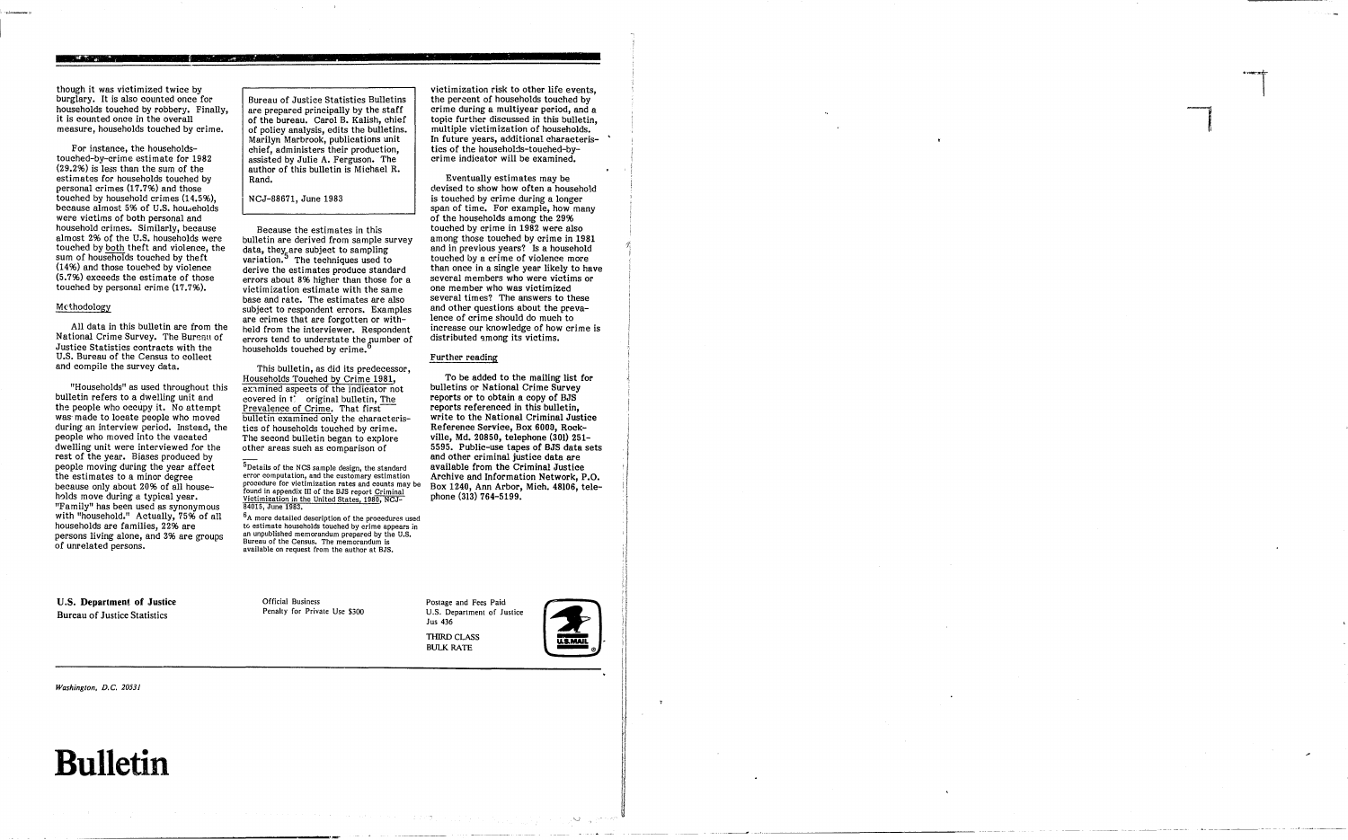though it was victimized twice by burglary. It is also counted once for households touched by robbery. Finally, it is counted once in the overall measure, households touched by crime.

For instance, the households-touched-by-crime estimate for 1982 (29.2%) is less than the sum of the estimates for households touched by personal crimes (17.7%) and those touched by household crimes (14.5%), because almost 5% of U.S. households were victims of both personal and household crimes. Similarly, because almost 2% of the U.S. households were touched by both theft and violence, the sum of households touched by theft (14%) and those touched by violence (5.7%) exceeds the estimate of those touched by personal crime (17.7%).

## Methodology

All data in this bulletin are from the National Crime Survey. The Bureau of Justice Statistics contracts with the U.S. Bureau of the Census to collect and compile the survey data.

"Households" as used throughout this bulletin refers to a dwelling unit and the people who occupy it. No attempt was made to locate people who moved during an interview period. Instead, the people who moved into the vacated dwelling unit were interviewed for the rest of the year. Biases produced by people moving during the year affect the estimates to a minor degree because only about 20% of all households move during a typical year. "Family" has been used as synonymous with "household." Actually, 75% of all households are families, 22% are persons living alone, and 3% are groups of unrelated persons.

Bureau of Justice Statistics Bulletins are prepared principally by the staff of the bureau. Carol B. Kalish, chief of policy analysis, edits the bulletins. Marilyn Marbrook, publications unit chief, administers their production, assisted by Julie A. Ferguson. The author of this bulletin is Michael R. Rand.

NCJ-88671, June 1983

Because the estimates in this bulletin are derived from sample survey data, they are subject to sampling variation.[5] The techniques used to derive the estimates produce standard errors about 8% higher than those for a victimization estimate with the same base and rate. The estimates are also subject to respondent errors. Examples are crimes that are forgotten or withheld from the interviewer. Respondent errors tend to understate the number of households touched by crime.[6]

This bulletin, as did its predecessor, Households Touched by Crime 1981, examined aspects of the indicator not covered in the original bulletin, The Prevalence of Crime. That first bulletin examined only the characteristics of households touched by crime. The second bulletin began to explore other areas such as comparison of victimization risk to other life events, the percent of households touched by crime during a multiyear period, and a topic further discussed in this bulletin, multiple victimization of households. In future years, additional characteristics of the households-touched-by-crime indicator will be examined.

Eventually estimates may be devised to show how often a household is touched by crime during a longer span of time. For example, how many of the households among the 29% touched by crime in 1982 were also among those touched by crime in 1981 and in previous years? Is a household touched by a crime of violence more than once in a single year likely to have several members who were victims or one member who was victimized several times? The answers to these and other questions about the prevalence of crime should do much to increase our knowledge of how crime is distributed among its victims.

[5] Details of the NCS sample design, the standard error computation, and the customary estimation procedure for victimization rates and counts may be found in appendix III of the BJS report Criminal Victimization in the United States, 1980, NCJ-84015, June 1983.

[6] A more detailed description of the procedures used to estimate households touched by crime appears in an unpublished memorandum prepared by the U.S. Bureau of the Census. The memorandum is available on request from the author at BJS.

## Further reading

**To be added to the mailing list for bulletins or National Crime Survey reports or to obtain a copy of BJS reports referenced in this bulletin, write to the National Criminal Justice Reference Service, Box 6000, Rockville, Md. 20850, telephone (301) 251-5595. Public-use tapes of BJS data sets and other criminal justice data are available from the Criminal Justice Archive and Information Network, P.O. Box 1240, Ann Arbor, Mich. 48106, telephone (313) 764-5199.**

**U.S. Department of Justice**
Bureau of Justice Statistics

Official Business
Penalty for Private Use $300

Postage and Fees Paid
U.S. Department of Justice
Jus 436

THIRD CLASS
BULK RATE

*Washington, D.C. 20531*

# Bulletin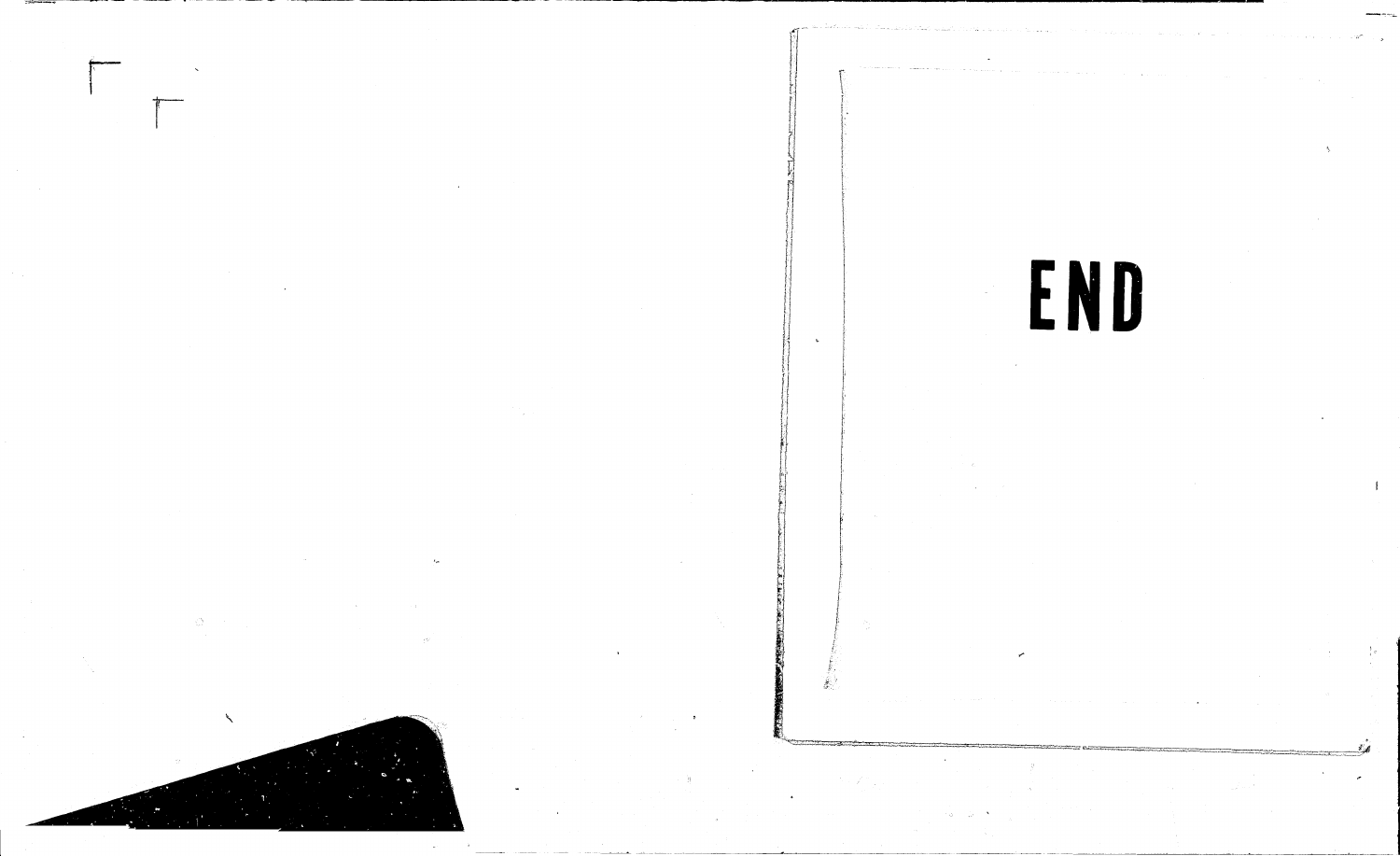END